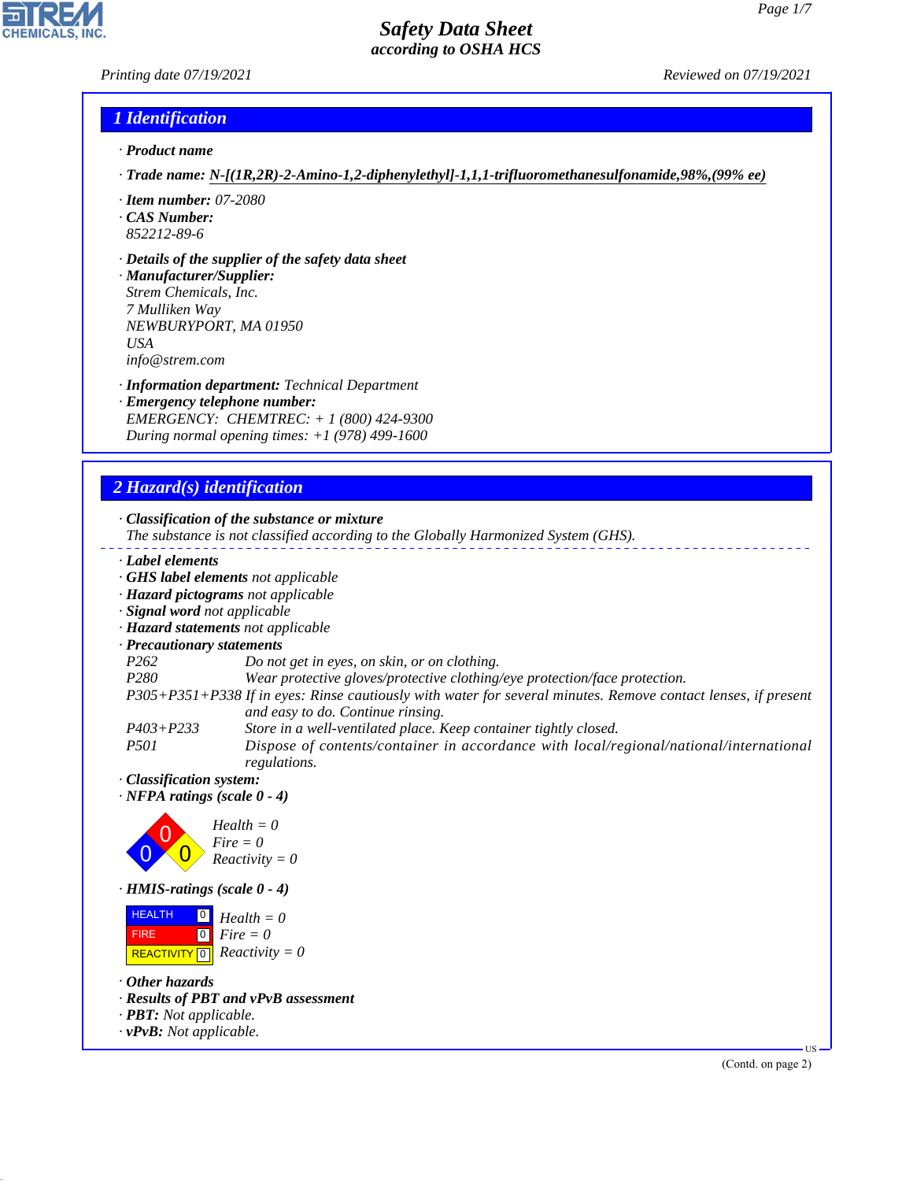# Safety Data Sheet
## according to OSHA HCS

Printing date 07/19/2021 Reviewed on 07/19/2021

## 1 Identification

· **Product name**

· **Trade name:** **N-[(1R,2R)-2-Amino-1,2-diphenylethyl]-1,1,1-trifluoromethanesulfonamide,98%,(99% ee)**

· **Item number:** 07-2080
· **CAS Number:**
852212-89-6

· **Details of the supplier of the safety data sheet**
· **Manufacturer/Supplier:**
Strem Chemicals, Inc.
7 Mulliken Way
NEWBURYPORT, MA 01950
USA
info@strem.com

· **Information department:** Technical Department
· **Emergency telephone number:**
EMERGENCY: CHEMTREC: + 1 (800) 424-9300
During normal opening times: +1 (978) 499-1600

## 2 Hazard(s) identification

· **Classification of the substance or mixture**
The substance is not classified according to the Globally Harmonized System (GHS).

· **Label elements**
· **GHS label elements** not applicable
· **Hazard pictograms** not applicable
· **Signal word** not applicable
· **Hazard statements** not applicable
· **Precautionary statements**

| | |
|---|---|
| P262 | Do not get in eyes, on skin, or on clothing. |
| P280 | Wear protective gloves/protective clothing/eye protection/face protection. |
| P305+P351+P338 | If in eyes: Rinse cautiously with water for several minutes. Remove contact lenses, if present and easy to do. Continue rinsing. |
| P403+P233 | Store in a well-ventilated place. Keep container tightly closed. |
| P501 | Dispose of contents/container in accordance with local/regional/national/international regulations. |

· **Classification system:**
· **NFPA ratings (scale 0 - 4)**

Health = 0
Fire = 0
Reactivity = 0

· **HMIS-ratings (scale 0 - 4)**

| | | |
|---|---|---|
| HEALTH | 0 | Health = 0 |
| FIRE | 0 | Fire = 0 |
| REACTIVITY | 0 | Reactivity = 0 |

· **Other hazards**
· **Results of PBT and vPvB assessment**
· **PBT:** Not applicable.
· **vPvB:** Not applicable.

(Contd. on page 2)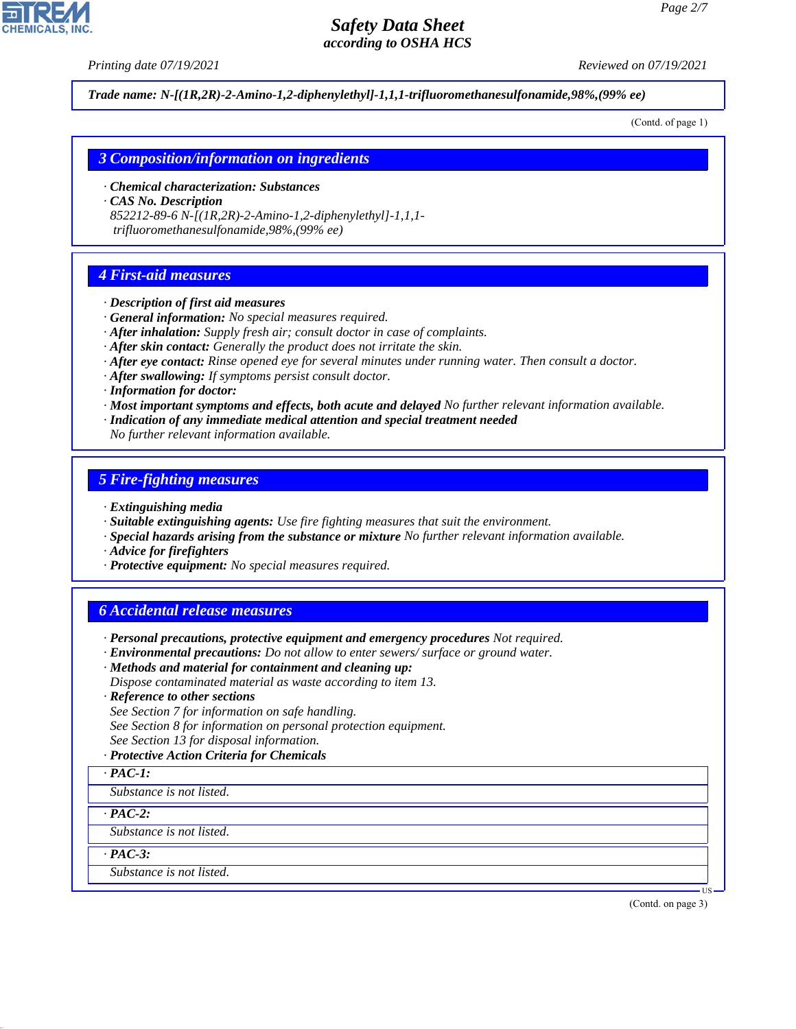**Trade name: N-[(1R,2R)-2-Amino-1,2-diphenylethyl]-1,1,1-trifluoromethanesulfonamide,98%,(99% ee)**

(Contd. of page 1)

## 3 Composition/information on ingredients

· **Chemical characterization: Substances**
· **CAS No. Description**
852212-89-6 N-[(1R,2R)-2-Amino-1,2-diphenylethyl]-1,1,1-trifluoromethanesulfonamide,98%,(99% ee)

## 4 First-aid measures

· **Description of first aid measures**
· **General information:** No special measures required.
· **After inhalation:** Supply fresh air; consult doctor in case of complaints.
· **After skin contact:** Generally the product does not irritate the skin.
· **After eye contact:** Rinse opened eye for several minutes under running water. Then consult a doctor.
· **After swallowing:** If symptoms persist consult doctor.
· **Information for doctor:**
· **Most important symptoms and effects, both acute and delayed** No further relevant information available.
· **Indication of any immediate medical attention and special treatment needed**
No further relevant information available.

## 5 Fire-fighting measures

· **Extinguishing media**
· **Suitable extinguishing agents:** Use fire fighting measures that suit the environment.
· **Special hazards arising from the substance or mixture** No further relevant information available.
· **Advice for firefighters**
· **Protective equipment:** No special measures required.

## 6 Accidental release measures

· **Personal precautions, protective equipment and emergency procedures** Not required.
· **Environmental precautions:** Do not allow to enter sewers/ surface or ground water.
· **Methods and material for containment and cleaning up:**
Dispose contaminated material as waste according to item 13.
· **Reference to other sections**
See Section 7 for information on safe handling.
See Section 8 for information on personal protection equipment.
See Section 13 for disposal information.
· **Protective Action Criteria for Chemicals**

· **PAC-1:**
Substance is not listed.

· **PAC-2:**
Substance is not listed.

· **PAC-3:**
Substance is not listed.

(Contd. on page 3)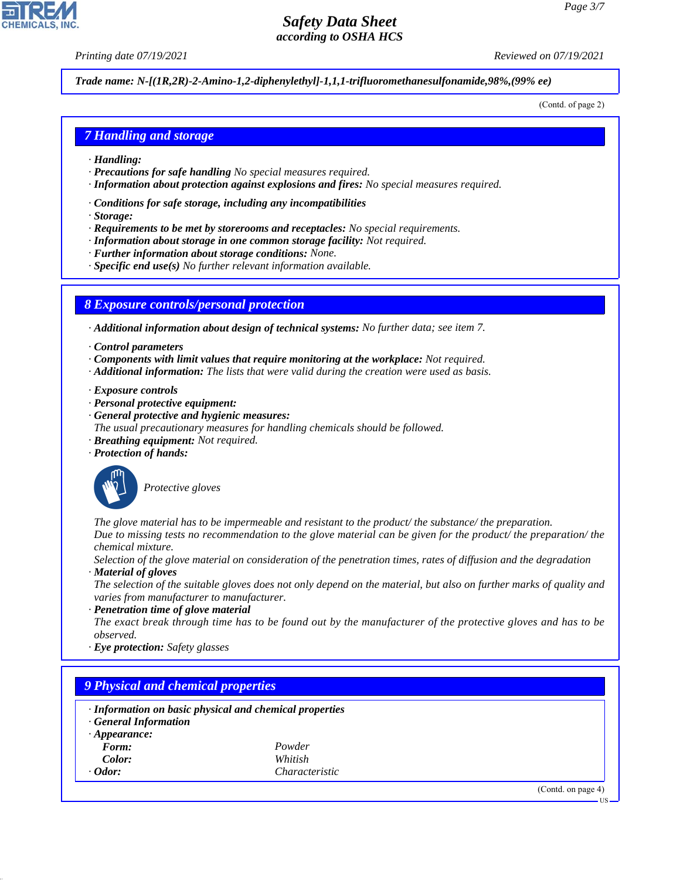**Trade name: N-[(1R,2R)-2-Amino-1,2-diphenylethyl]-1,1,1-trifluoromethanesulfonamide,98%,(99% ee)**

(Contd. of page 2)

## 7 Handling and storage

· **Handling:**
· **Precautions for safe handling** No special measures required.
· **Information about protection against explosions and fires:** No special measures required.

· **Conditions for safe storage, including any incompatibilities**
· **Storage:**
· **Requirements to be met by storerooms and receptacles:** No special requirements.
· **Information about storage in one common storage facility:** Not required.
· **Further information about storage conditions:** None.
· **Specific end use(s)** No further relevant information available.

## 8 Exposure controls/personal protection

· **Additional information about design of technical systems:** No further data; see item 7.

· **Control parameters**
· **Components with limit values that require monitoring at the workplace:** Not required.
· **Additional information:** The lists that were valid during the creation were used as basis.

· **Exposure controls**
· **Personal protective equipment:**
· **General protective and hygienic measures:**
The usual precautionary measures for handling chemicals should be followed.
· **Breathing equipment:** Not required.
· **Protection of hands:**

Protective gloves

The glove material has to be impermeable and resistant to the product/ the substance/ the preparation.
Due to missing tests no recommendation to the glove material can be given for the product/ the preparation/ the chemical mixture.
Selection of the glove material on consideration of the penetration times, rates of diffusion and the degradation
· **Material of gloves**
The selection of the suitable gloves does not only depend on the material, but also on further marks of quality and varies from manufacturer to manufacturer.
· **Penetration time of glove material**
The exact break through time has to be found out by the manufacturer of the protective gloves and has to be observed.
· **Eye protection:** Safety glasses

## 9 Physical and chemical properties

· **Information on basic physical and chemical properties**
· **General Information**
· **Appearance:**

| | |
|---|---|
| **Form:** | Powder |
| **Color:** | Whitish |
| · **Odor:** | Characteristic |

(Contd. on page 4)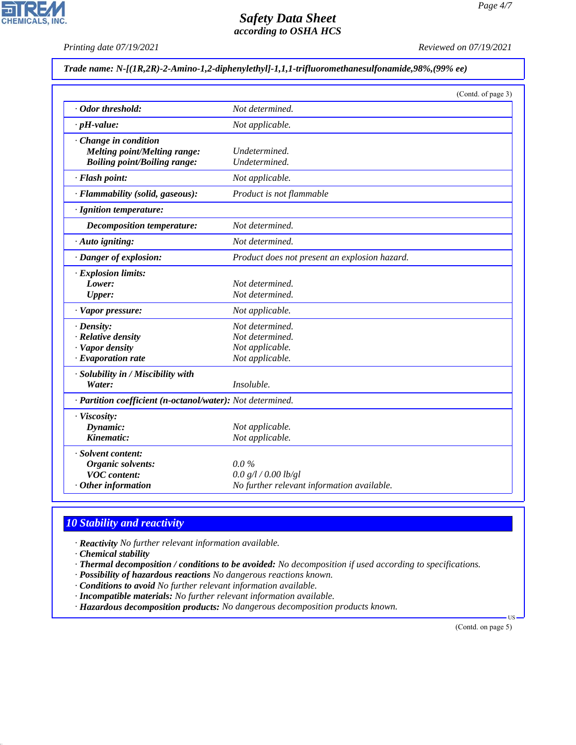**Trade name: N-[(1R,2R)-2-Amino-1,2-diphenylethyl]-1,1,1-trifluoromethanesulfonamide,98%,(99% ee)**

(Contd. of page 3)

| | |
|---|---|
| · **Odor threshold:** | Not determined. |
| · **pH-value:** | Not applicable. |
| · **Change in condition** | |
| **Melting point/Melting range:** | Undetermined. |
| **Boiling point/Boiling range:** | Undetermined. |
| · **Flash point:** | Not applicable. |
| · **Flammability (solid, gaseous):** | Product is not flammable |
| · **Ignition temperature:** | |
| **Decomposition temperature:** | Not determined. |
| · **Auto igniting:** | Not determined. |
| · **Danger of explosion:** | Product does not present an explosion hazard. |
| · **Explosion limits:** | |
| **Lower:** | Not determined. |
| **Upper:** | Not determined. |
| · **Vapor pressure:** | Not applicable. |
| · **Density:** | Not determined. |
| · **Relative density** | Not determined. |
| · **Vapor density** | Not applicable. |
| · **Evaporation rate** | Not applicable. |
| · **Solubility in / Miscibility with** | |
| **Water:** | Insoluble. |
| · **Partition coefficient (n-octanol/water):** | Not determined. |
| · **Viscosity:** | |
| **Dynamic:** | Not applicable. |
| **Kinematic:** | Not applicable. |
| · **Solvent content:** | |
| **Organic solvents:** | 0.0 % |
| **VOC content:** | 0.0 g/l / 0.00 lb/gl |
| · **Other information** | No further relevant information available. |

## 10 Stability and reactivity

· **Reactivity** No further relevant information available.
· **Chemical stability**
· **Thermal decomposition / conditions to be avoided:** No decomposition if used according to specifications.
· **Possibility of hazardous reactions** No dangerous reactions known.
· **Conditions to avoid** No further relevant information available.
· **Incompatible materials:** No further relevant information available.
· **Hazardous decomposition products:** No dangerous decomposition products known.

(Contd. on page 5)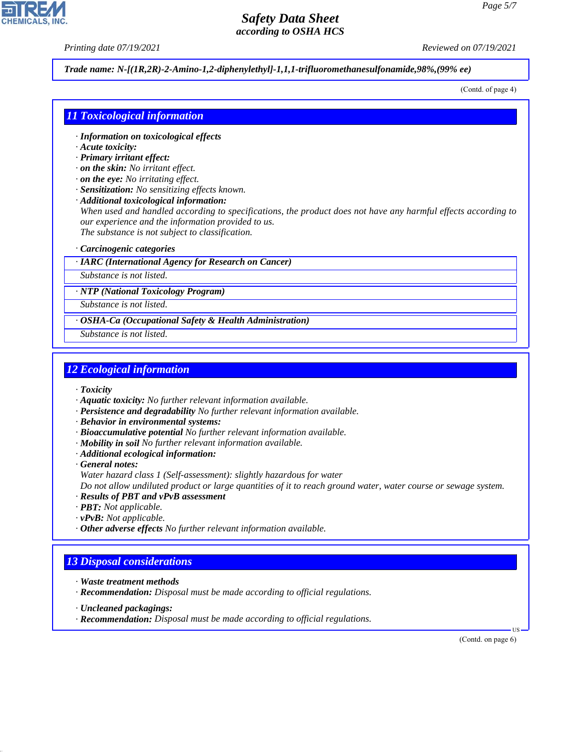**Trade name: N-[(1R,2R)-2-Amino-1,2-diphenylethyl]-1,1,1-trifluoromethanesulfonamide,98%,(99% ee)**

(Contd. of page 4)

## 11 Toxicological information

- **Information on toxicological effects**
- **Acute toxicity:**
- **Primary irritant effect:**
- **on the skin:** No irritant effect.
- **on the eye:** No irritating effect.
- **Sensitization:** No sensitizing effects known.
- **Additional toxicological information:**
  When used and handled according to specifications, the product does not have any harmful effects according to our experience and the information provided to us.
  The substance is not subject to classification.

- **Carcinogenic categories**

| · IARC (International Agency for Research on Cancer) |
|---|
| Substance is not listed. |

| · NTP (National Toxicology Program) |
|---|
| Substance is not listed. |

| · OSHA-Ca (Occupational Safety & Health Administration) |
|---|
| Substance is not listed. |

## 12 Ecological information

- **Toxicity**
- **Aquatic toxicity:** No further relevant information available.
- **Persistence and degradability** No further relevant information available.
- **Behavior in environmental systems:**
- **Bioaccumulative potential** No further relevant information available.
- **Mobility in soil** No further relevant information available.
- **Additional ecological information:**
- **General notes:**
  Water hazard class 1 (Self-assessment): slightly hazardous for water
  Do not allow undiluted product or large quantities of it to reach ground water, water course or sewage system.
- **Results of PBT and vPvB assessment**
- **PBT:** Not applicable.
- **vPvB:** Not applicable.
- **Other adverse effects** No further relevant information available.

## 13 Disposal considerations

- **Waste treatment methods**
- **Recommendation:** Disposal must be made according to official regulations.

- **Uncleaned packagings:**
- **Recommendation:** Disposal must be made according to official regulations.

(Contd. on page 6)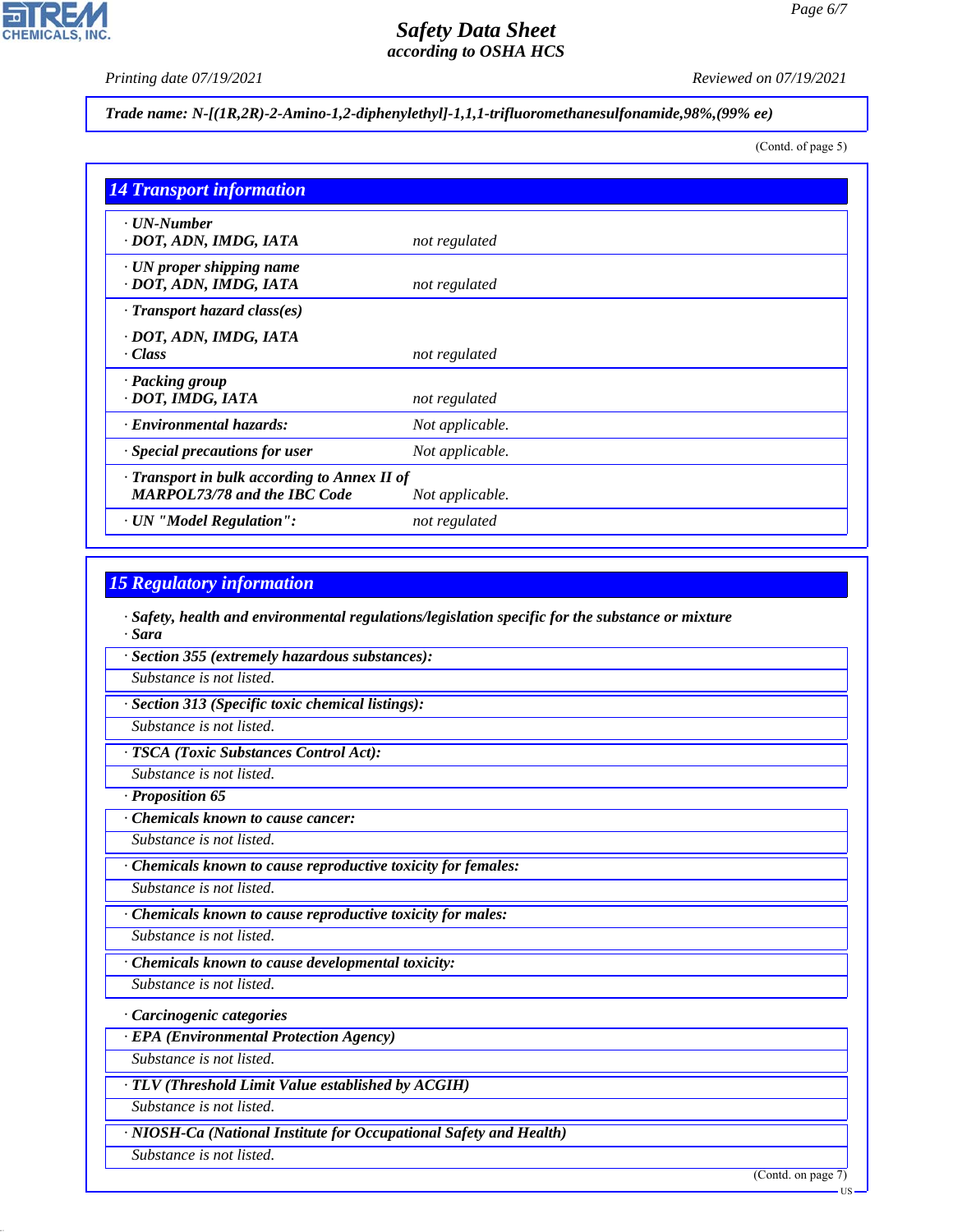Trade name: N-[(1R,2R)-2-Amino-1,2-diphenylethyl]-1,1,1-trifluoromethanesulfonamide,98%,(99% ee)

(Contd. of page 5)

## 14 Transport information

| | |
|---|---|
| · UN-Number<br>· DOT, ADN, IMDG, IATA | not regulated |
| · UN proper shipping name<br>· DOT, ADN, IMDG, IATA | not regulated |
| · Transport hazard class(es)<br>· DOT, ADN, IMDG, IATA<br>· Class | not regulated |
| · Packing group<br>· DOT, IMDG, IATA | not regulated |
| · Environmental hazards: | Not applicable. |
| · Special precautions for user | Not applicable. |
| · Transport in bulk according to Annex II of MARPOL73/78 and the IBC Code | Not applicable. |
| · UN "Model Regulation": | not regulated |

## 15 Regulatory information

· **Safety, health and environmental regulations/legislation specific for the substance or mixture**

· **Sara**

· **Section 355 (extremely hazardous substances):**

Substance is not listed.

· **Section 313 (Specific toxic chemical listings):**

Substance is not listed.

· **TSCA (Toxic Substances Control Act):**

Substance is not listed.

· **Proposition 65**

· **Chemicals known to cause cancer:**

Substance is not listed.

· **Chemicals known to cause reproductive toxicity for females:**

Substance is not listed.

· **Chemicals known to cause reproductive toxicity for males:**

Substance is not listed.

· **Chemicals known to cause developmental toxicity:**

Substance is not listed.

· **Carcinogenic categories**

· **EPA (Environmental Protection Agency)**

Substance is not listed.

· **TLV (Threshold Limit Value established by ACGIH)**

Substance is not listed.

· **NIOSH-Ca (National Institute for Occupational Safety and Health)**

Substance is not listed.

(Contd. on page 7)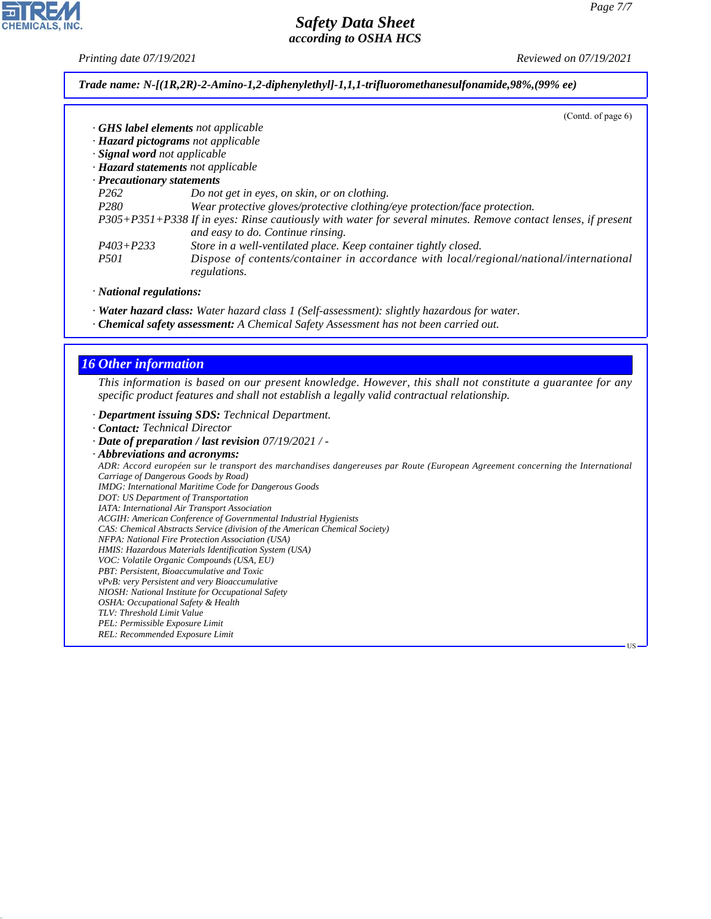Trade name: N-[(1R,2R)-2-Amino-1,2-diphenylethyl]-1,1,1-trifluoromethanesulfonamide,98%,(99% ee)

(Contd. of page 6)

· **GHS label elements** not applicable
· **Hazard pictograms** not applicable
· **Signal word** not applicable
· **Hazard statements** not applicable
· **Precautionary statements**

| | |
|---|---|
| P262 | Do not get in eyes, on skin, or on clothing. |
| P280 | Wear protective gloves/protective clothing/eye protection/face protection. |
| P305+P351+P338 | If in eyes: Rinse cautiously with water for several minutes. Remove contact lenses, if present and easy to do. Continue rinsing. |
| P403+P233 | Store in a well-ventilated place. Keep container tightly closed. |
| P501 | Dispose of contents/container in accordance with local/regional/national/international regulations. |

· **National regulations:**

· **Water hazard class:** Water hazard class 1 (Self-assessment): slightly hazardous for water.
· **Chemical safety assessment:** A Chemical Safety Assessment has not been carried out.

## 16 Other information

This information is based on our present knowledge. However, this shall not constitute a guarantee for any specific product features and shall not establish a legally valid contractual relationship.

· **Department issuing SDS:** Technical Department.
· **Contact:** Technical Director
· **Date of preparation / last revision** 07/19/2021 / -
· **Abbreviations and acronyms:**

ADR: Accord européen sur le transport des marchandises dangereuses par Route (European Agreement concerning the International Carriage of Dangerous Goods by Road)
IMDG: International Maritime Code for Dangerous Goods
DOT: US Department of Transportation
IATA: International Air Transport Association
ACGIH: American Conference of Governmental Industrial Hygienists
CAS: Chemical Abstracts Service (division of the American Chemical Society)
NFPA: National Fire Protection Association (USA)
HMIS: Hazardous Materials Identification System (USA)
VOC: Volatile Organic Compounds (USA, EU)
PBT: Persistent, Bioaccumulative and Toxic
vPvB: very Persistent and very Bioaccumulative
NIOSH: National Institute for Occupational Safety
OSHA: Occupational Safety & Health
TLV: Threshold Limit Value
PEL: Permissible Exposure Limit
REL: Recommended Exposure Limit